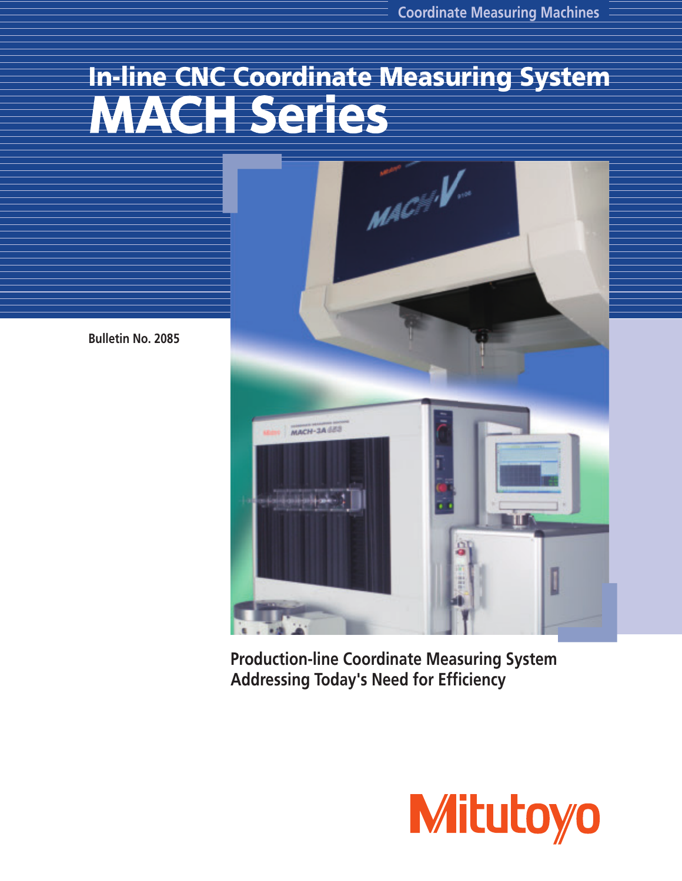Coordinate Measuring Machines

# In-line CNC Coordinate Measuring System
# MACH Series

Bulletin No. 2085

**Production-line Coordinate Measuring System Addressing Today's Need for Efficiency**

Mitutoyo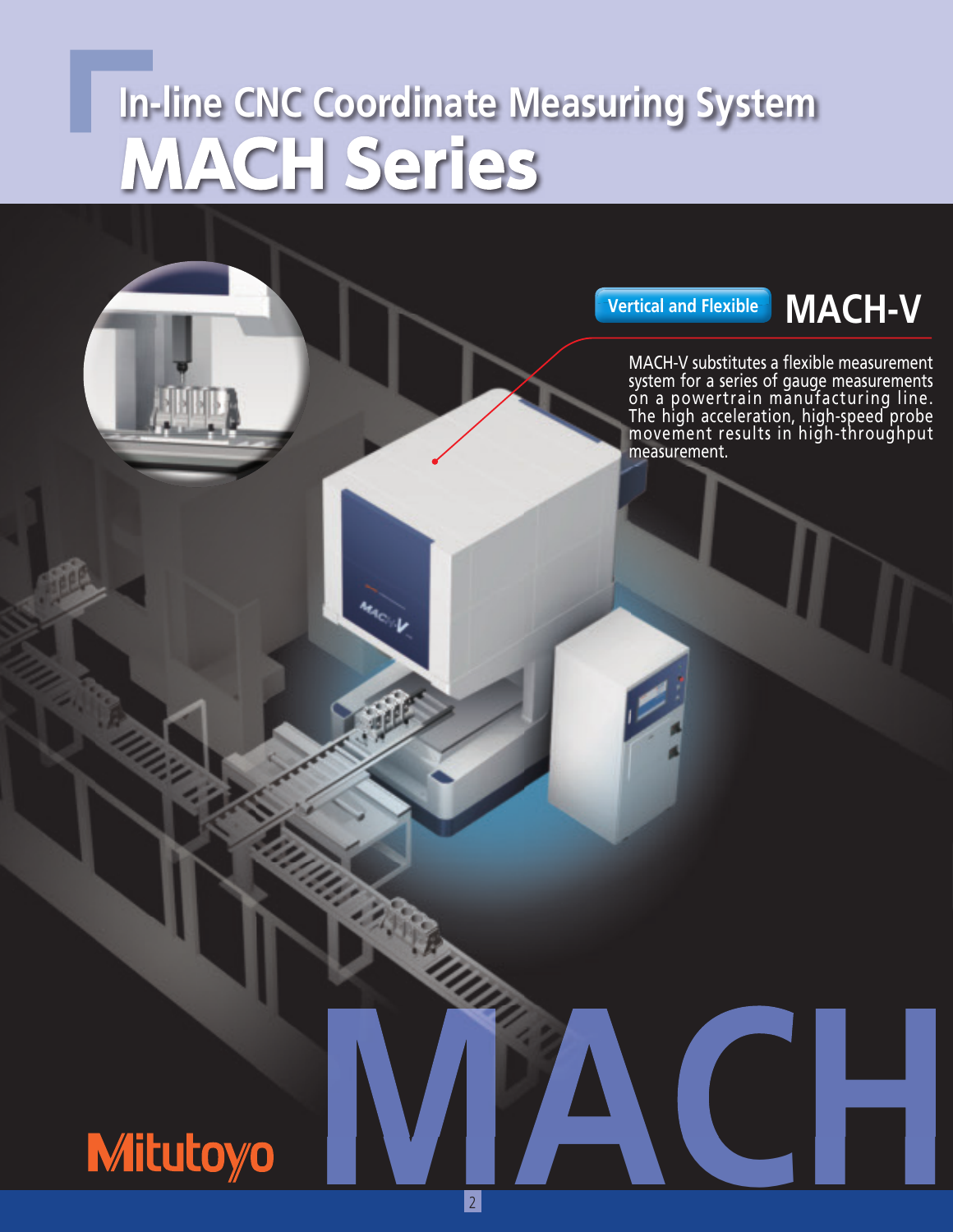# In-line CNC Coordinate Measuring System

# MACH Series

## Vertical and Flexible MACH-V

MACH-V substitutes a flexible measurement system for a series of gauge measurements on a powertrain manufacturing line. The high acceleration, high-speed probe movement results in high-throughput measurement.

Mitutoyo

MACH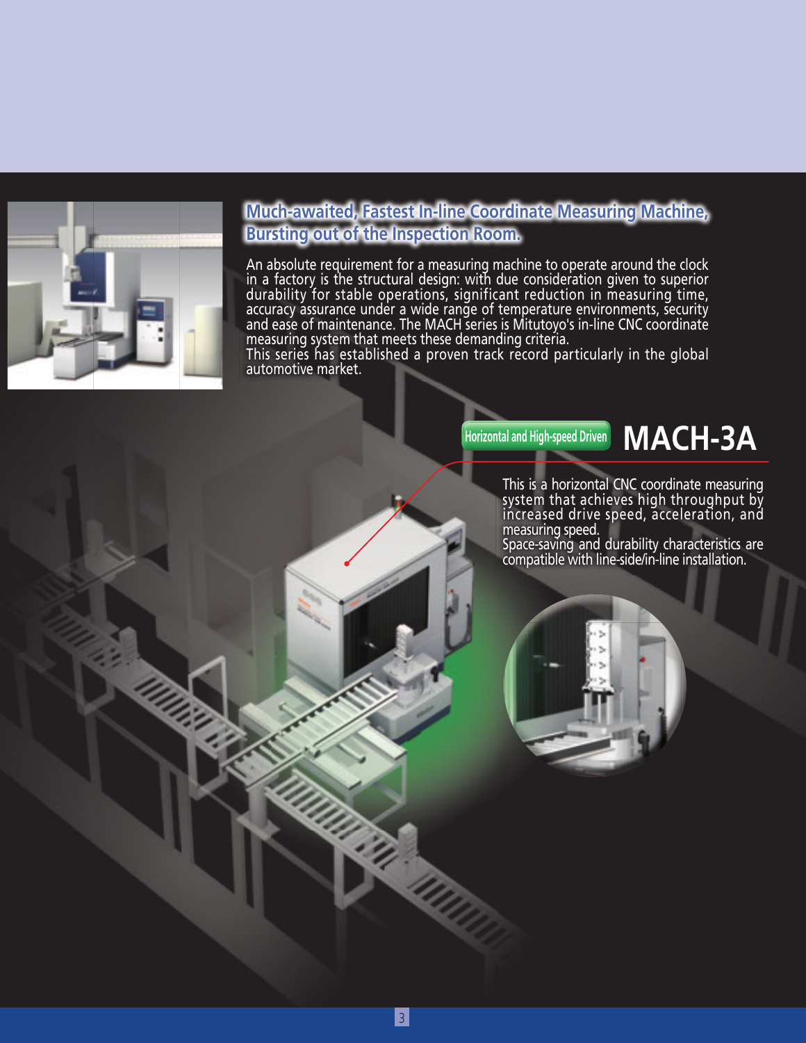## Much-awaited, Fastest In-line Coordinate Measuring Machine, Bursting out of the Inspection Room.

An absolute requirement for a measuring machine to operate around the clock in a factory is the structural design: with due consideration given to superior durability for stable operations, significant reduction in measuring time, accuracy assurance under a wide range of temperature environments, security and ease of maintenance. The MACH series is Mitutoyo's in-line CNC coordinate measuring system that meets these demanding criteria.
This series has established a proven track record particularly in the global automotive market.

Horizontal and High-speed Driven

# MACH-3A

This is a horizontal CNC coordinate measuring system that achieves high throughput by increased drive speed, acceleration, and measuring speed.
Space-saving and durability characteristics are compatible with line-side/in-line installation.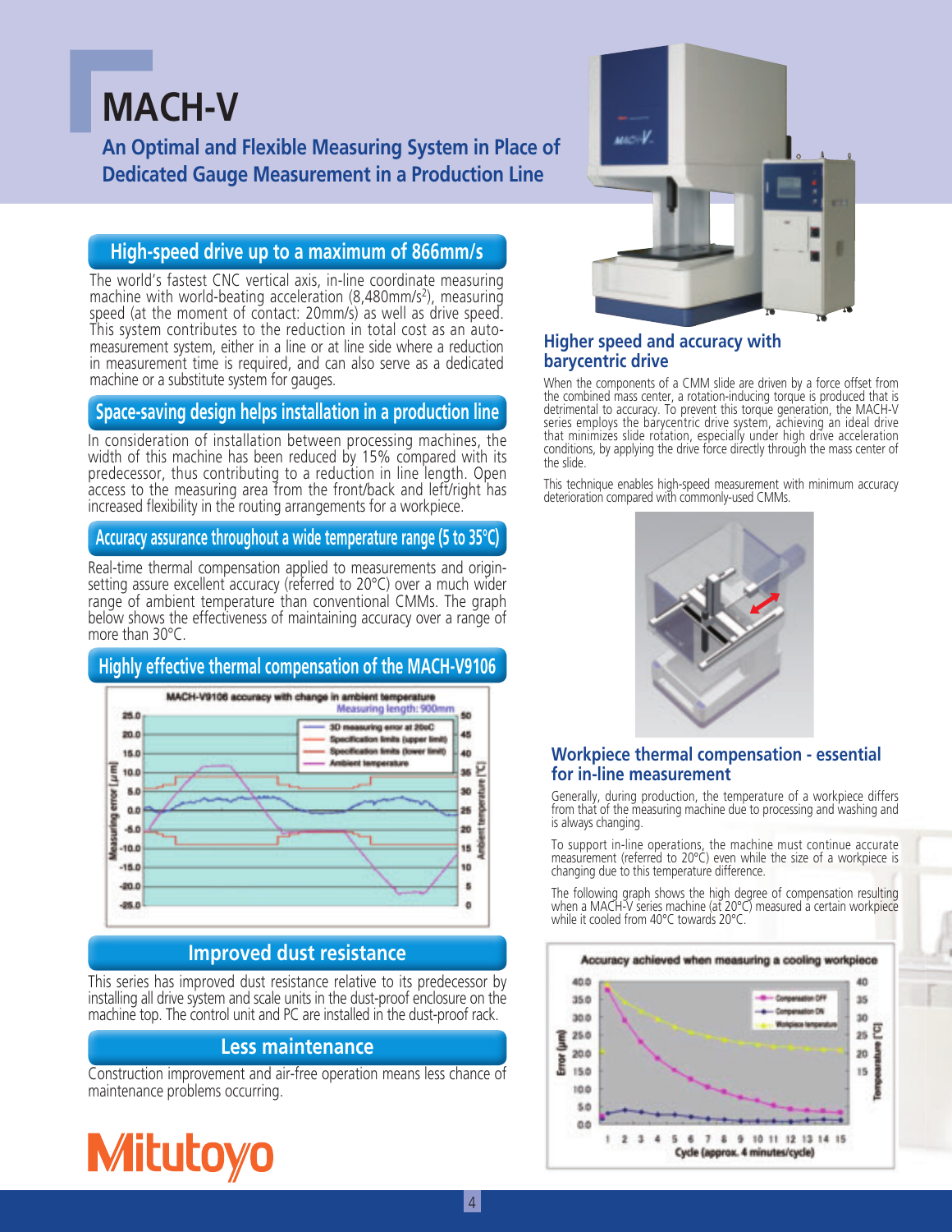# MACH-V

## An Optimal and Flexible Measuring System in Place of Dedicated Gauge Measurement in a Production Line

### High-speed drive up to a maximum of 866mm/s

The world's fastest CNC vertical axis, in-line coordinate measuring machine with world-beating acceleration (8,480mm/s$^2$), measuring speed (at the moment of contact: 20mm/s) as well as drive speed. This system contributes to the reduction in total cost as an auto-measurement system, either in a line or at line side where a reduction in measurement time is required, and can also serve as a dedicated machine or a substitute system for gauges.

### Space-saving design helps installation in a production line

In consideration of installation between processing machines, the width of this machine has been reduced by 15% compared with its predecessor, thus contributing to a reduction in line length. Open access to the measuring area from the front/back and left/right has increased flexibility in the routing arrangements for a workpiece.

### Accuracy assurance throughout a wide temperature range (5 to 35°C)

Real-time thermal compensation applied to measurements and origin-setting assure excellent accuracy (referred to 20°C) over a much wider range of ambient temperature than conventional CMMs. The graph below shows the effectiveness of maintaining accuracy over a range of more than 30°C.

### Highly effective thermal compensation of the MACH-V9106

MACH-V9106 accuracy with change in ambient temperature

Measuring length: 900mm

- 3D measuring error at 20oC
- Specification limits (upper limit)
- Specification limits (lower limit)
- Ambient temperature

### Improved dust resistance

This series has improved dust resistance relative to its predecessor by installing all drive system and scale units in the dust-proof enclosure on the machine top. The control unit and PC are installed in the dust-proof rack.

### Less maintenance

Construction improvement and air-free operation means less chance of maintenance problems occurring.

### Higher speed and accuracy with barycentric drive

When the components of a CMM slide are driven by a force offset from the combined mass center, a rotation-inducing torque is produced that is detrimental to accuracy. To prevent this torque generation, the MACH-V series employs the barycentric drive system, achieving an ideal drive that minimizes slide rotation, especially under high drive acceleration conditions, by applying the drive force directly through the mass center of the slide.

This technique enables high-speed measurement with minimum accuracy deterioration compared with commonly-used CMMs.

### Workpiece thermal compensation - essential for in-line measurement

Generally, during production, the temperature of a workpiece differs from that of the measuring machine due to processing and washing and is always changing.

To support in-line operations, the machine must continue accurate measurement (referred to 20°C) even while the size of a workpiece is changing due to this temperature difference.

The following graph shows the high degree of compensation resulting when a MACH-V series machine (at 20°C) measured a certain workpiece while it cooled from 40°C towards 20°C.

Accuracy achieved when measuring a cooling workpiece

- Compensation OFF
- Compensation ON
- Workpiece temperature

Cycle (approx. 4 minutes/cycle)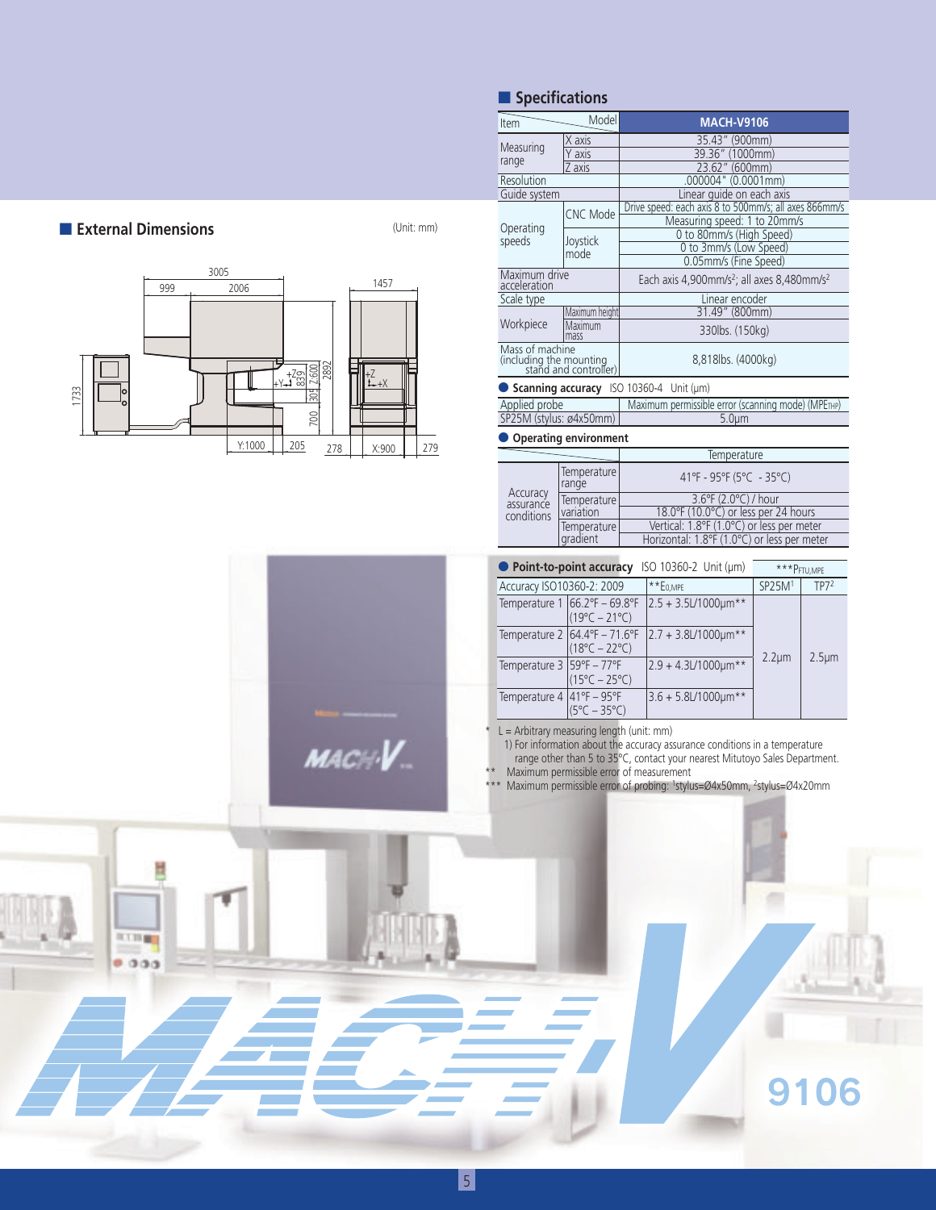## External Dimensions

(Unit: mm)

## Specifications

| Item | | MACH-V9106 |
|---|---|---|
| Measuring range | X axis | 35.43" (900mm) |
| | Y axis | 39.36" (1000mm) |
| | Z axis | 23.62" (600mm) |
| Resolution | | .000004" (0.0001mm) |
| Guide system | | Linear guide on each axis |
| Operating speeds | CNC Mode | Drive speed: each axis 8 to 500mm/s; all axes 866mm/s |
| | | Measuring speed: 1 to 20mm/s |
| | Joystick mode | 0 to 80mm/s (High Speed) |
| | | 0 to 3mm/s (Low Speed) |
| | | 0.05mm/s (Fine Speed) |
| Maximum drive acceleration | | Each axis 4,900mm/s²; all axes 8,480mm/s² |
| Scale type | | Linear encoder |
| Workpiece | Maximum height | 31.49" (800mm) |
| | Maximum mass | 330lbs. (150kg) |
| Mass of machine (including the mounting stand and controller) | | 8,818lbs. (4000kg) |

### Scanning accuracy ISO 10360-4 Unit (µm)

| Applied probe | Maximum permissible error (scanning mode) ($MPE_{THP}$) |
|---|---|
| SP25M (stylus: ø4x50mm) | 5.0µm |

### Operating environment

| | | Temperature |
|---|---|---|
| Accuracy assurance conditions | Temperature range | 41°F - 95°F (5°C - 35°C) |
| | Temperature variation | 3.6°F (2.0°C) / hour |
| | | 18.0°F (10.0°C) or less per 24 hours |
| | Temperature gradient | Vertical: 1.8°F (1.0°C) or less per meter |
| | | Horizontal: 1.8°F (1.0°C) or less per meter |

### Point-to-point accuracy ISO 10360-2 Unit (µm)

| Accuracy ISO10360-2: 2009 | | **$E_{0,MPE}$ | ***$P_{FTU,MPE}$ SP25M[1] | ***$P_{FTU,MPE}$ TP7[2] |
|---|---|---|---|---|
| Temperature 1 | 66.2°F – 69.8°F (19°C – 21°C) | 2.5 + 3.5L/1000µm** | 2.2µm | 2.5µm |
| Temperature 2 | 64.4°F – 71.6°F (18°C – 22°C) | 2.7 + 3.8L/1000µm** | | |
| Temperature 3 | 59°F – 77°F (15°C – 25°C) | 2.9 + 4.3L/1000µm** | | |
| Temperature 4 | 41°F – 95°F (5°C – 35°C) | 3.6 + 5.8L/1000µm** | | |

\* L = Arbitrary measuring length (unit: mm)
1) For information about the accuracy assurance conditions in a temperature range other than 5 to 35°C, contact your nearest Mitutoyo Sales Department.
** Maximum permissible error of measurement
*** Maximum permissible error of probing: [1]stylus=Ø4x50mm, [2]stylus=Ø4x20mm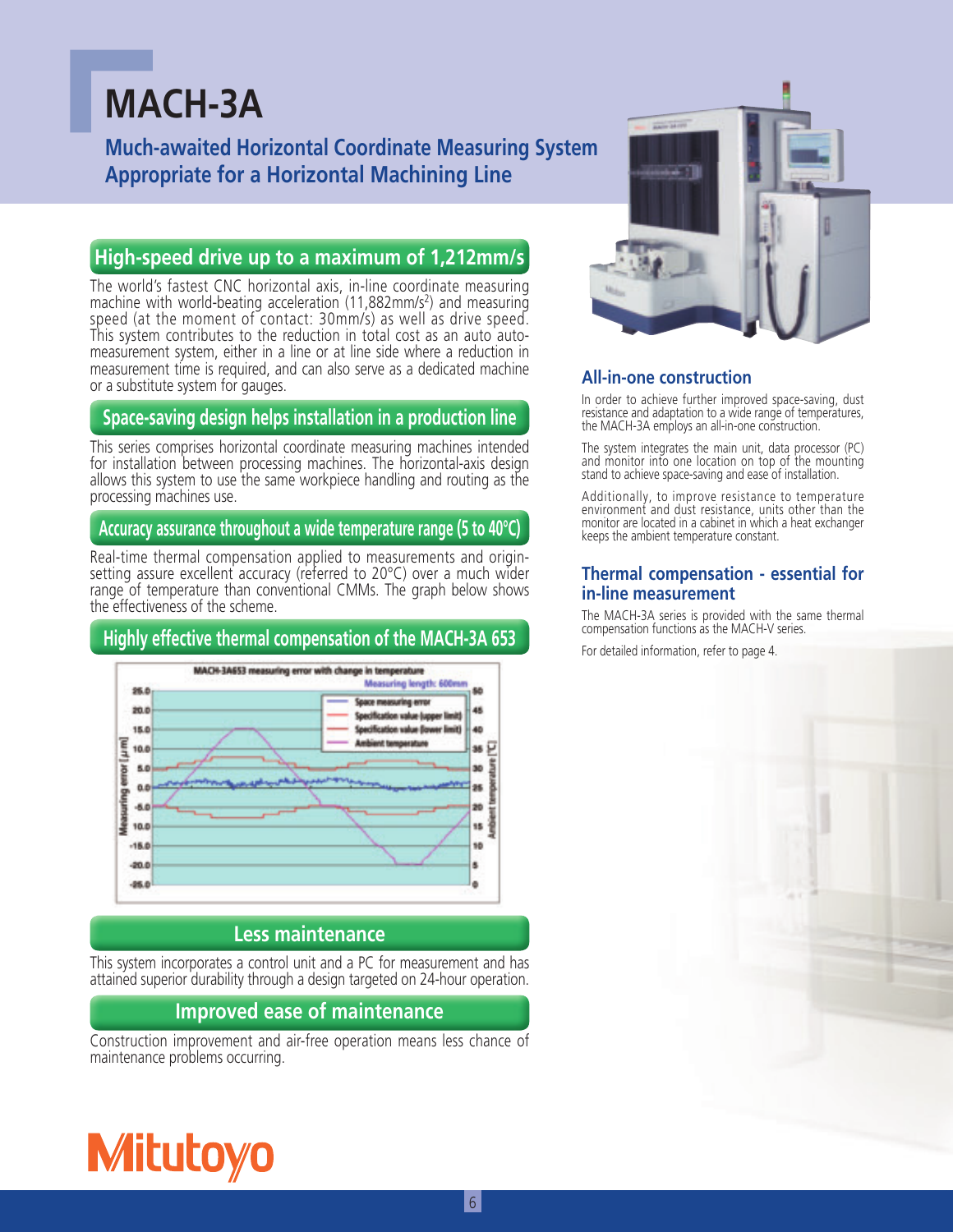# MACH-3A

## Much-awaited Horizontal Coordinate Measuring System Appropriate for a Horizontal Machining Line

### High-speed drive up to a maximum of 1,212mm/s

The world's fastest CNC horizontal axis, in-line coordinate measuring machine with world-beating acceleration (11,882mm/s$^2$) and measuring speed (at the moment of contact: 30mm/s) as well as drive speed. This system contributes to the reduction in total cost as an auto auto-measurement system, either in a line or at line side where a reduction in measurement time is required, and can also serve as a dedicated machine or a substitute system for gauges.

### Space-saving design helps installation in a production line

This series comprises horizontal coordinate measuring machines intended for installation between processing machines. The horizontal-axis design allows this system to use the same workpiece handling and routing as the processing machines use.

### Accuracy assurance throughout a wide temperature range (5 to 40°C)

Real-time thermal compensation applied to measurements and origin-setting assure excellent accuracy (referred to 20°C) over a much wider range of temperature than conventional CMMs. The graph below shows the effectiveness of the scheme.

### Highly effective thermal compensation of the MACH-3A 653

### Less maintenance

This system incorporates a control unit and a PC for measurement and has attained superior durability through a design targeted on 24-hour operation.

### Improved ease of maintenance

Construction improvement and air-free operation means less chance of maintenance problems occurring.

### All-in-one construction

In order to achieve further improved space-saving, dust resistance and adaptation to a wide range of temperatures, the MACH-3A employs an all-in-one construction.

The system integrates the main unit, data processor (PC) and monitor into one location on top of the mounting stand to achieve space-saving and ease of installation.

Additionally, to improve resistance to temperature environment and dust resistance, units other than the monitor are located in a cabinet in which a heat exchanger keeps the ambient temperature constant.

### Thermal compensation - essential for in-line measurement

The MACH-3A series is provided with the same thermal compensation functions as the MACH-V series.

For detailed information, refer to page 4.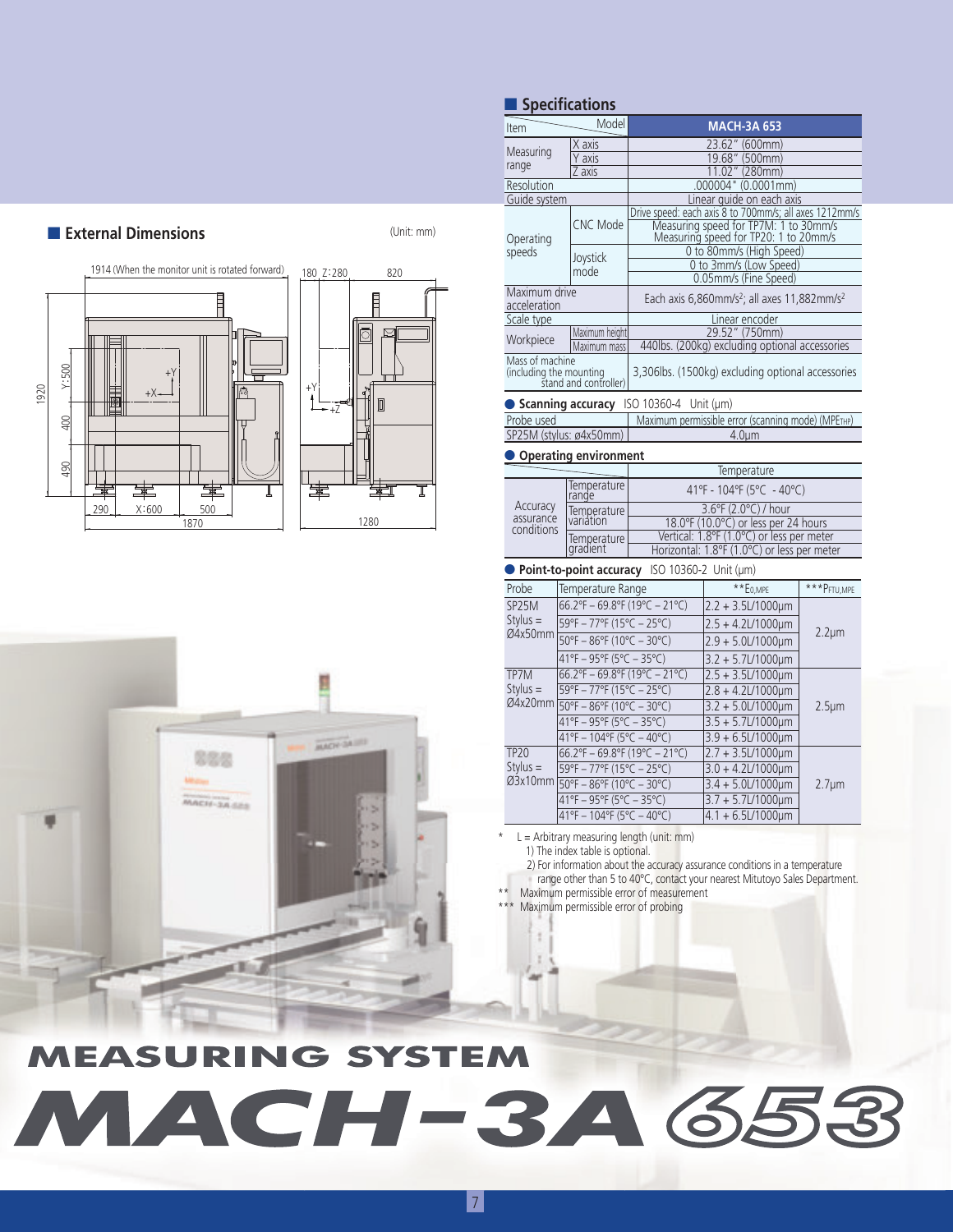## External Dimensions

(Unit: mm)

1914 (When the monitor unit is rotated forward) 180 Z:280 820

1920 Y:500 400 490 +Y +X +Z

290 X:600 500 1870 1280

## Specifications

| Item | | Model: MACH-3A 653 |
|---|---|---|
| Measuring range | X axis | 23.62" (600mm) |
| | Y axis | 19.68" (500mm) |
| | Z axis | 11.02" (280mm) |
| Resolution | | .000004" (0.0001mm) |
| Guide system | | Linear guide on each axis |
| Operating speeds | CNC Mode | Drive speed: each axis 8 to 700mm/s; all axes 1212mm/s |
| | | Measuring speed for TP7M: 1 to 30mm/s<br>Measuring speed for TP20: 1 to 20mm/s |
| | Joystick mode | 0 to 80mm/s (High Speed) |
| | | 0 to 3mm/s (Low Speed) |
| | | 0.05mm/s (Fine Speed) |
| Maximum drive acceleration | | Each axis 6,860mm/s²; all axes 11,882mm/s² |
| Scale type | | Linear encoder |
| Workpiece | Maximum height | 29.52" (750mm) |
| | Maximum mass | 440lbs. (200kg) excluding optional accessories |
| Mass of machine (including the mounting stand and controller) | | 3,306lbs. (1500kg) excluding optional accessories |

### Scanning accuracy ISO 10360-4 Unit (µm)

| Probe used | Maximum permissible error (scanning mode) (MPE$_{THP}$) |
|---|---|
| SP25M (stylus: ø4x50mm) | 4.0µm |

### Operating environment

| | | Temperature |
|---|---|---|
| Accuracy assurance conditions | Temperature range | 41°F - 104°F (5°C - 40°C) |
| | Temperature variation | 3.6°F (2.0°C) / hour |
| | | 18.0°F (10.0°C) or less per 24 hours |
| | Temperature gradient | Vertical: 1.8°F (1.0°C) or less per meter |
| | | Horizontal: 1.8°F (1.0°C) or less per meter |

### Point-to-point accuracy ISO 10360-2 Unit (µm)

| Probe | Temperature Range | **$E_{0,MPE}$ | ***$P_{FTU,MPE}$ |
|---|---|---|---|
| SP25M Stylus = Ø4x50mm | 66.2°F – 69.8°F (19°C – 21°C) | 2.2 + 3.5L/1000µm | 2.2µm |
| | 59°F – 77°F (15°C – 25°C) | 2.5 + 4.2L/1000µm | |
| | 50°F – 86°F (10°C – 30°C) | 2.9 + 5.0L/1000µm | |
| | 41°F – 95°F (5°C – 35°C) | 3.2 + 5.7L/1000µm | |
| TP7M Stylus = Ø4x20mm | 66.2°F – 69.8°F (19°C – 21°C) | 2.5 + 3.5L/1000µm | 2.5µm |
| | 59°F – 77°F (15°C – 25°C) | 2.8 + 4.2L/1000µm | |
| | 50°F – 86°F (10°C – 30°C) | 3.2 + 5.0L/1000µm | |
| | 41°F – 95°F (5°C – 35°C) | 3.5 + 5.7L/1000µm | |
| | 41°F – 104°F (5°C – 40°C) | 3.9 + 6.5L/1000µm | |
| TP20 Stylus = Ø3x10mm | 66.2°F – 69.8°F (19°C – 21°C) | 2.7 + 3.5L/1000µm | 2.7µm |
| | 59°F – 77°F (15°C – 25°C) | 3.0 + 4.2L/1000µm | |
| | 50°F – 86°F (10°C – 30°C) | 3.4 + 5.0L/1000µm | |
| | 41°F – 95°F (5°C – 35°C) | 3.7 + 5.7L/1000µm | |
| | 41°F – 104°F (5°C – 40°C) | 4.1 + 6.5L/1000µm | |

\* L = Arbitrary measuring length (unit: mm)
1) The index table is optional.
2) For information about the accuracy assurance conditions in a temperature range other than 5 to 40°C, contact your nearest Mitutoyo Sales Department.

** Maximum permissible error of measurement

*** Maximum permissible error of probing

# MEASURING SYSTEM MACH-3A 653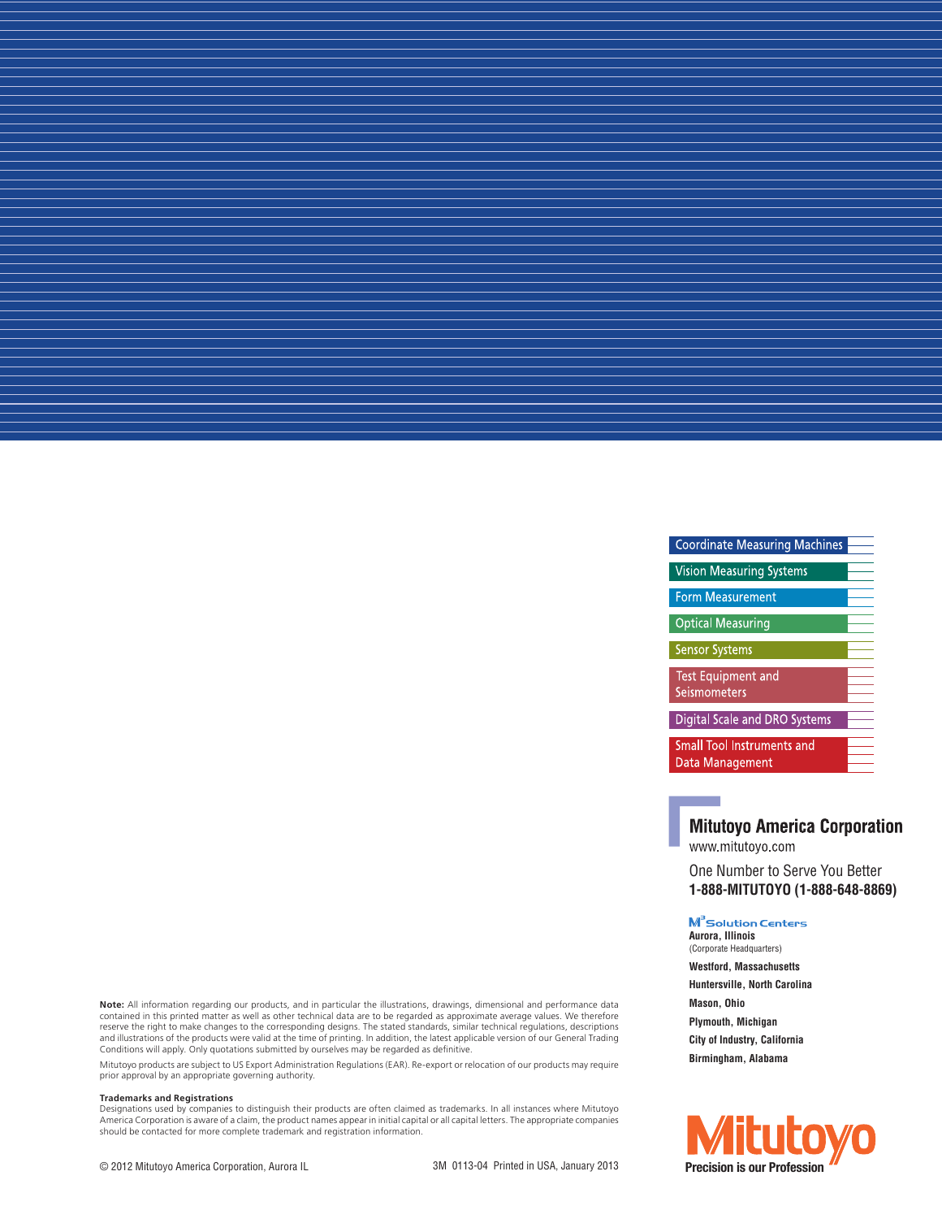Coordinate Measuring Machines

Vision Measuring Systems

Form Measurement

Optical Measuring

Sensor Systems

Test Equipment and Seismometers

Digital Scale and DRO Systems

Small Tool Instruments and Data Management

## Mitutoyo America Corporation

www.mitutoyo.com

One Number to Serve You Better

**1-888-MITUTOYO (1-888-648-8869)**

M[3] Solution Centers

**Aurora, Illinois**
(Corporate Headquarters)

**Westford, Massachusetts**

**Huntersville, North Carolina**

**Mason, Ohio**

**Plymouth, Michigan**

**City of Industry, California**

**Birmingham, Alabama**

**Note:** All information regarding our products, and in particular the illustrations, drawings, dimensional and performance data contained in this printed matter as well as other technical data are to be regarded as approximate average values. We therefore reserve the right to make changes to the corresponding designs. The stated standards, similar technical regulations, descriptions and illustrations of the products were valid at the time of printing. In addition, the latest applicable version of our General Trading Conditions will apply. Only quotations submitted by ourselves may be regarded as definitive.

Mitutoyo products are subject to US Export Administration Regulations (EAR). Re-export or relocation of our products may require prior approval by an appropriate governing authority.

**Trademarks and Registrations**
Designations used by companies to distinguish their products are often claimed as trademarks. In all instances where Mitutoyo America Corporation is aware of a claim, the product names appear in initial capital or all capital letters. The appropriate companies should be contacted for more complete trademark and registration information.

© 2012 Mitutoyo America Corporation, Aurora IL

3M 0113-04 Printed in USA, January 2013

Mitutoyo

Precision is our Profession